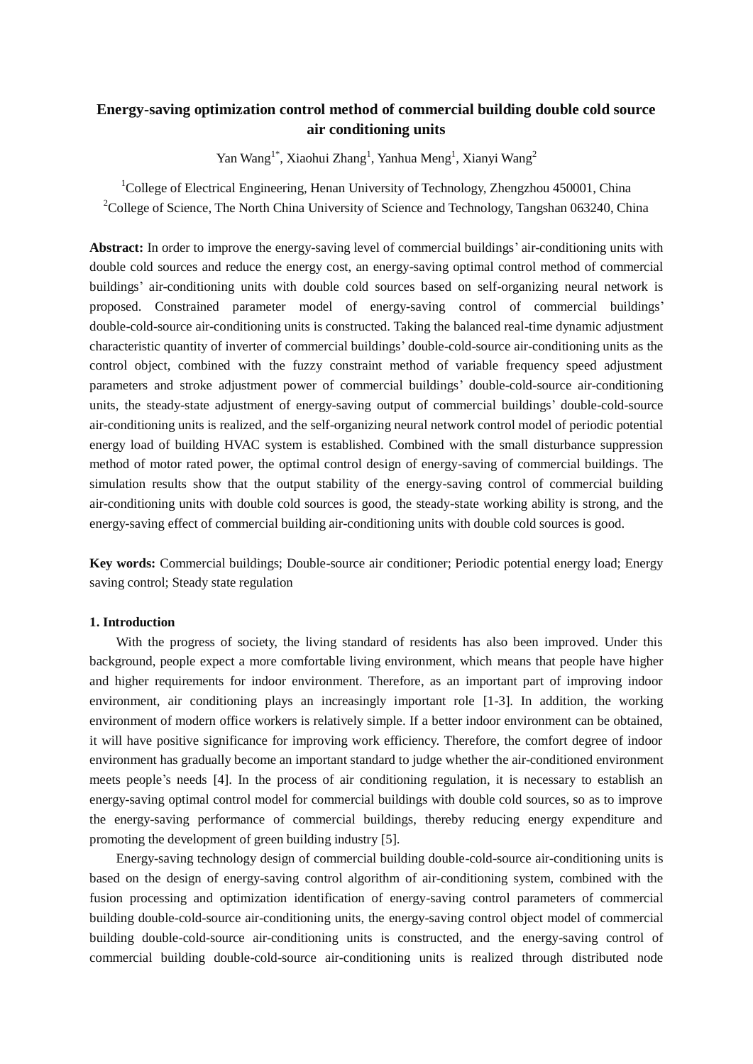# Energy-saving optimization control method of commercial building double cold source air conditioning units

Yan Wang[1*], Xiaohui Zhang[1], Yanhua Meng[1], Xianyi Wang[2]

[1]College of Electrical Engineering, Henan University of Technology, Zhengzhou 450001, China
[2]College of Science, The North China University of Science and Technology, Tangshan 063240, China

**Abstract:** In order to improve the energy-saving level of commercial buildings' air-conditioning units with double cold sources and reduce the energy cost, an energy-saving optimal control method of commercial buildings' air-conditioning units with double cold sources based on self-organizing neural network is proposed. Constrained parameter model of energy-saving control of commercial buildings' double-cold-source air-conditioning units is constructed. Taking the balanced real-time dynamic adjustment characteristic quantity of inverter of commercial buildings' double-cold-source air-conditioning units as the control object, combined with the fuzzy constraint method of variable frequency speed adjustment parameters and stroke adjustment power of commercial buildings' double-cold-source air-conditioning units, the steady-state adjustment of energy-saving output of commercial buildings' double-cold-source air-conditioning units is realized, and the self-organizing neural network control model of periodic potential energy load of building HVAC system is established. Combined with the small disturbance suppression method of motor rated power, the optimal control design of energy-saving of commercial buildings. The simulation results show that the output stability of the energy-saving control of commercial building air-conditioning units with double cold sources is good, the steady-state working ability is strong, and the energy-saving effect of commercial building air-conditioning units with double cold sources is good.

**Key words:** Commercial buildings; Double-source air conditioner; Periodic potential energy load; Energy saving control; Steady state regulation

## 1. Introduction

With the progress of society, the living standard of residents has also been improved. Under this background, people expect a more comfortable living environment, which means that people have higher and higher requirements for indoor environment. Therefore, as an important part of improving indoor environment, air conditioning plays an increasingly important role [1-3]. In addition, the working environment of modern office workers is relatively simple. If a better indoor environment can be obtained, it will have positive significance for improving work efficiency. Therefore, the comfort degree of indoor environment has gradually become an important standard to judge whether the air-conditioned environment meets people's needs [4]. In the process of air conditioning regulation, it is necessary to establish an energy-saving optimal control model for commercial buildings with double cold sources, so as to improve the energy-saving performance of commercial buildings, thereby reducing energy expenditure and promoting the development of green building industry [5].

Energy-saving technology design of commercial building double-cold-source air-conditioning units is based on the design of energy-saving control algorithm of air-conditioning system, combined with the fusion processing and optimization identification of energy-saving control parameters of commercial building double-cold-source air-conditioning units, the energy-saving control object model of commercial building double-cold-source air-conditioning units is constructed, and the energy-saving control of commercial building double-cold-source air-conditioning units is realized through distributed node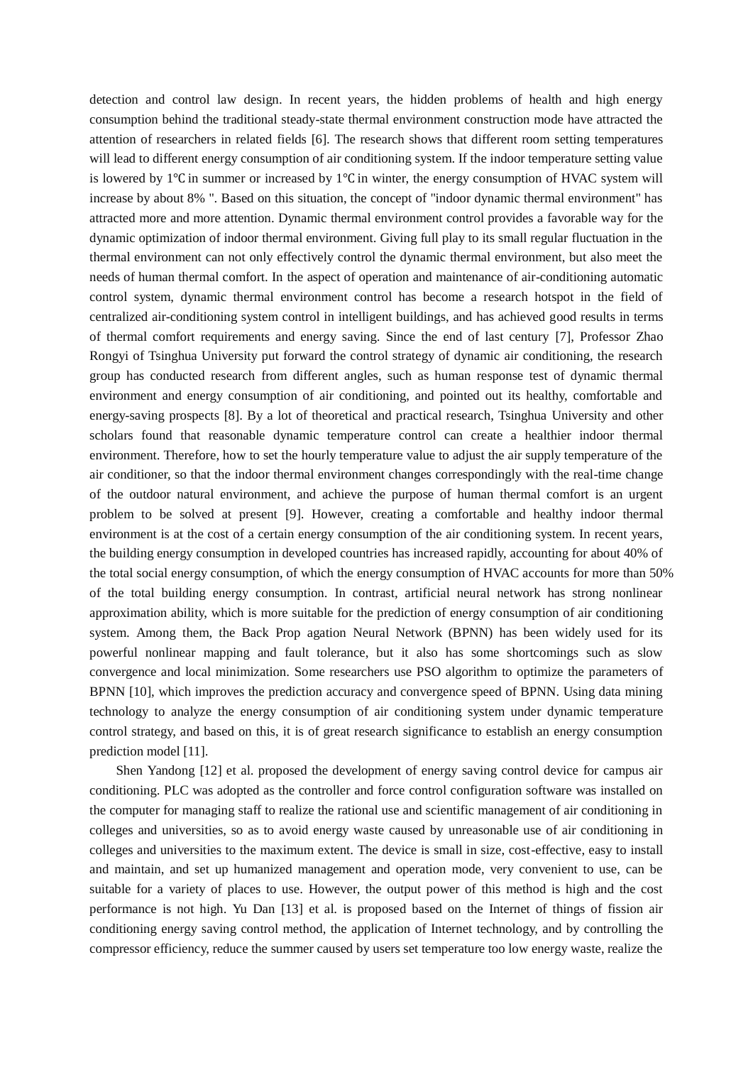detection and control law design. In recent years, the hidden problems of health and high energy consumption behind the traditional steady-state thermal environment construction mode have attracted the attention of researchers in related fields [6]. The research shows that different room setting temperatures will lead to different energy consumption of air conditioning system. If the indoor temperature setting value is lowered by 1℃ in summer or increased by 1℃ in winter, the energy consumption of HVAC system will increase by about 8% ". Based on this situation, the concept of "indoor dynamic thermal environment" has attracted more and more attention. Dynamic thermal environment control provides a favorable way for the dynamic optimization of indoor thermal environment. Giving full play to its small regular fluctuation in the thermal environment can not only effectively control the dynamic thermal environment, but also meet the needs of human thermal comfort. In the aspect of operation and maintenance of air-conditioning automatic control system, dynamic thermal environment control has become a research hotspot in the field of centralized air-conditioning system control in intelligent buildings, and has achieved good results in terms of thermal comfort requirements and energy saving. Since the end of last century [7], Professor Zhao Rongyi of Tsinghua University put forward the control strategy of dynamic air conditioning, the research group has conducted research from different angles, such as human response test of dynamic thermal environment and energy consumption of air conditioning, and pointed out its healthy, comfortable and energy-saving prospects [8]. By a lot of theoretical and practical research, Tsinghua University and other scholars found that reasonable dynamic temperature control can create a healthier indoor thermal environment. Therefore, how to set the hourly temperature value to adjust the air supply temperature of the air conditioner, so that the indoor thermal environment changes correspondingly with the real-time change of the outdoor natural environment, and achieve the purpose of human thermal comfort is an urgent problem to be solved at present [9]. However, creating a comfortable and healthy indoor thermal environment is at the cost of a certain energy consumption of the air conditioning system. In recent years, the building energy consumption in developed countries has increased rapidly, accounting for about 40% of the total social energy consumption, of which the energy consumption of HVAC accounts for more than 50% of the total building energy consumption. In contrast, artificial neural network has strong nonlinear approximation ability, which is more suitable for the prediction of energy consumption of air conditioning system. Among them, the Back Prop agation Neural Network (BPNN) has been widely used for its powerful nonlinear mapping and fault tolerance, but it also has some shortcomings such as slow convergence and local minimization. Some researchers use PSO algorithm to optimize the parameters of BPNN [10], which improves the prediction accuracy and convergence speed of BPNN. Using data mining technology to analyze the energy consumption of air conditioning system under dynamic temperature control strategy, and based on this, it is of great research significance to establish an energy consumption prediction model [11].

Shen Yandong [12] et al. proposed the development of energy saving control device for campus air conditioning. PLC was adopted as the controller and force control configuration software was installed on the computer for managing staff to realize the rational use and scientific management of air conditioning in colleges and universities, so as to avoid energy waste caused by unreasonable use of air conditioning in colleges and universities to the maximum extent. The device is small in size, cost-effective, easy to install and maintain, and set up humanized management and operation mode, very convenient to use, can be suitable for a variety of places to use. However, the output power of this method is high and the cost performance is not high. Yu Dan [13] et al. is proposed based on the Internet of things of fission air conditioning energy saving control method, the application of Internet technology, and by controlling the compressor efficiency, reduce the summer caused by users set temperature too low energy waste, realize the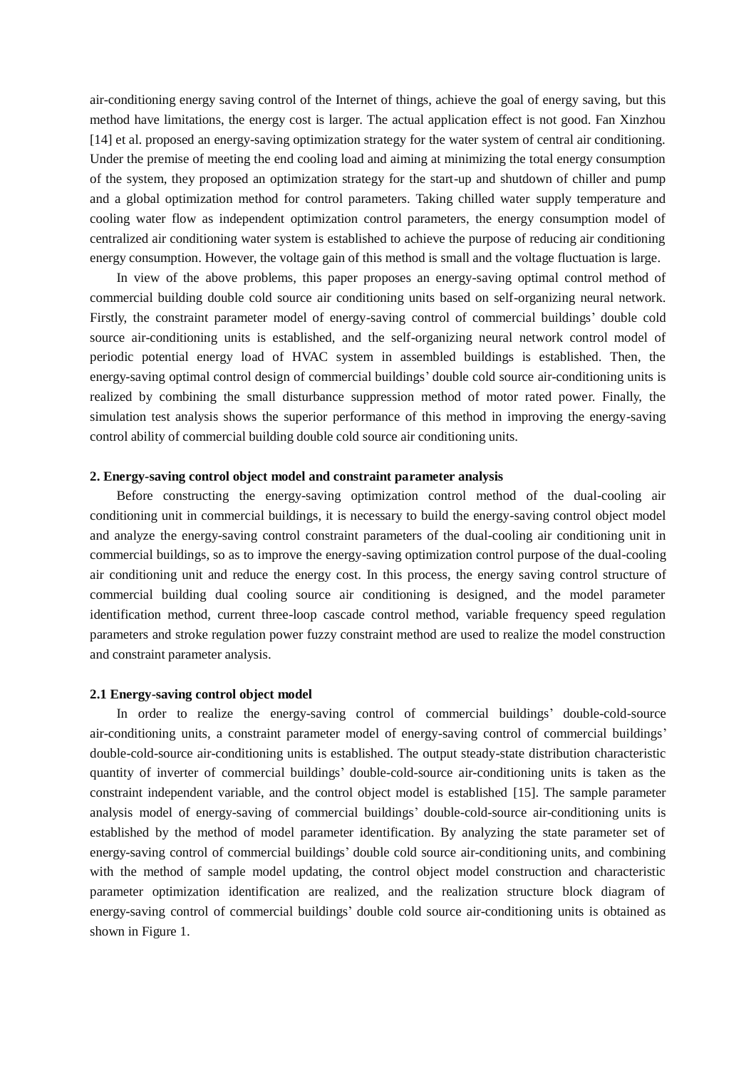air-conditioning energy saving control of the Internet of things, achieve the goal of energy saving, but this method have limitations, the energy cost is larger. The actual application effect is not good. Fan Xinzhou [14] et al. proposed an energy-saving optimization strategy for the water system of central air conditioning. Under the premise of meeting the end cooling load and aiming at minimizing the total energy consumption of the system, they proposed an optimization strategy for the start-up and shutdown of chiller and pump and a global optimization method for control parameters. Taking chilled water supply temperature and cooling water flow as independent optimization control parameters, the energy consumption model of centralized air conditioning water system is established to achieve the purpose of reducing air conditioning energy consumption. However, the voltage gain of this method is small and the voltage fluctuation is large.

In view of the above problems, this paper proposes an energy-saving optimal control method of commercial building double cold source air conditioning units based on self-organizing neural network. Firstly, the constraint parameter model of energy-saving control of commercial buildings' double cold source air-conditioning units is established, and the self-organizing neural network control model of periodic potential energy load of HVAC system in assembled buildings is established. Then, the energy-saving optimal control design of commercial buildings' double cold source air-conditioning units is realized by combining the small disturbance suppression method of motor rated power. Finally, the simulation test analysis shows the superior performance of this method in improving the energy-saving control ability of commercial building double cold source air conditioning units.

## 2. Energy-saving control object model and constraint parameter analysis

Before constructing the energy-saving optimization control method of the dual-cooling air conditioning unit in commercial buildings, it is necessary to build the energy-saving control object model and analyze the energy-saving control constraint parameters of the dual-cooling air conditioning unit in commercial buildings, so as to improve the energy-saving optimization control purpose of the dual-cooling air conditioning unit and reduce the energy cost. In this process, the energy saving control structure of commercial building dual cooling source air conditioning is designed, and the model parameter identification method, current three-loop cascade control method, variable frequency speed regulation parameters and stroke regulation power fuzzy constraint method are used to realize the model construction and constraint parameter analysis.

### 2.1 Energy-saving control object model

In order to realize the energy-saving control of commercial buildings' double-cold-source air-conditioning units, a constraint parameter model of energy-saving control of commercial buildings' double-cold-source air-conditioning units is established. The output steady-state distribution characteristic quantity of inverter of commercial buildings' double-cold-source air-conditioning units is taken as the constraint independent variable, and the control object model is established [15]. The sample parameter analysis model of energy-saving of commercial buildings' double-cold-source air-conditioning units is established by the method of model parameter identification. By analyzing the state parameter set of energy-saving control of commercial buildings' double cold source air-conditioning units, and combining with the method of sample model updating, the control object model construction and characteristic parameter optimization identification are realized, and the realization structure block diagram of energy-saving control of commercial buildings' double cold source air-conditioning units is obtained as shown in Figure 1.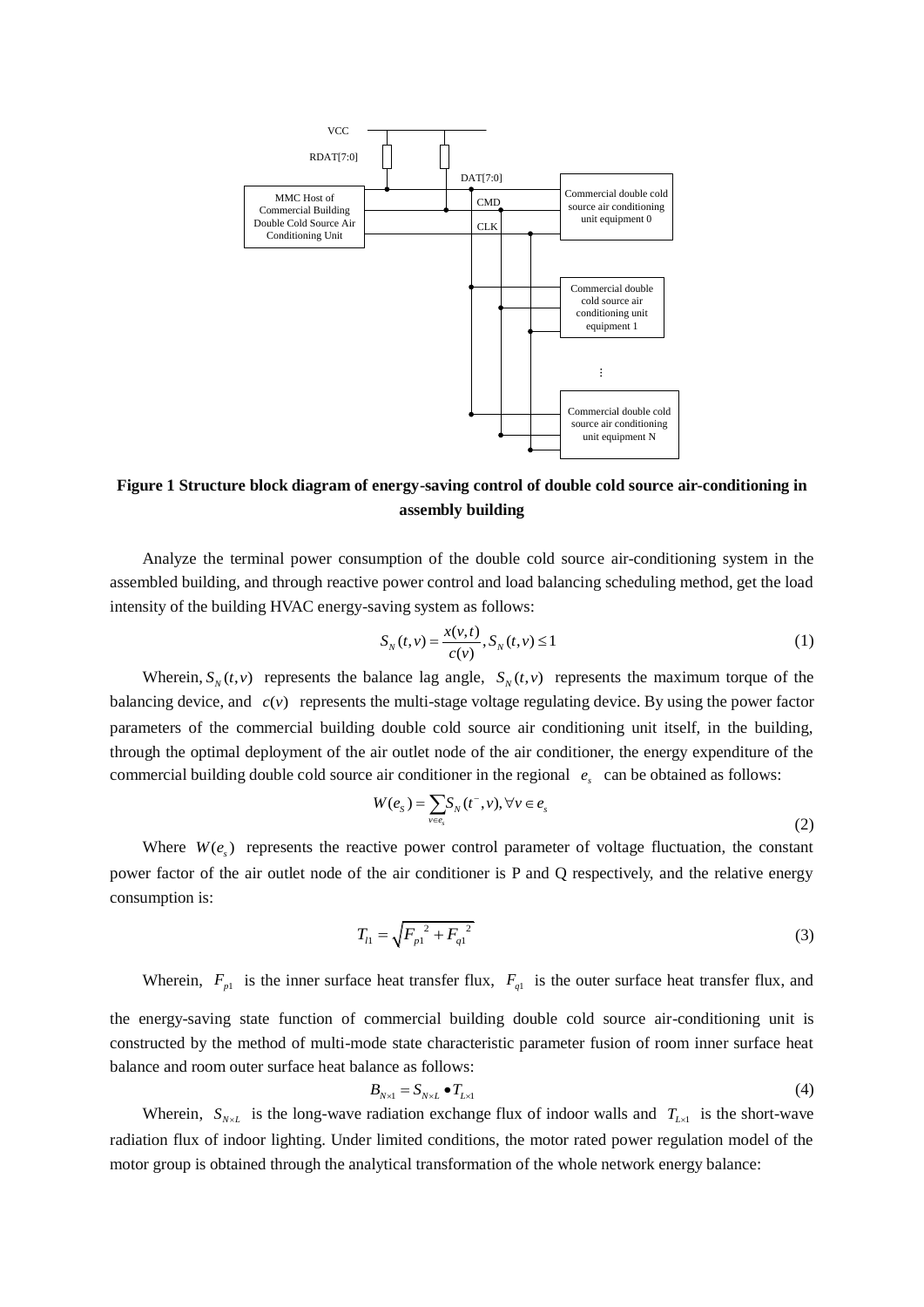**Figure 1 Structure block diagram of energy-saving control of double cold source air-conditioning in assembly building**

Analyze the terminal power consumption of the double cold source air-conditioning system in the assembled building, and through reactive power control and load balancing scheduling method, get the load intensity of the building HVAC energy-saving system as follows:

$$S_N(t,v) = \frac{x(v,t)}{c(v)}, S_N(t,v) \le 1 \tag{1}$$

Wherein, $S_N(t,v)$ represents the balance lag angle, $S_N(t,v)$ represents the maximum torque of the balancing device, and $c(v)$ represents the multi-stage voltage regulating device. By using the power factor parameters of the commercial building double cold source air conditioning unit itself, in the building, through the optimal deployment of the air outlet node of the air conditioner, the energy expenditure of the commercial building double cold source air conditioner in the regional $e_s$ can be obtained as follows:

$$W(e_S) = \sum_{v \in e_s} S_N(t^-, v), \forall v \in e_s \tag{2}$$

Where $W(e_s)$ represents the reactive power control parameter of voltage fluctuation, the constant power factor of the air outlet node of the air conditioner is P and Q respectively, and the relative energy consumption is:

$$T_{l1} = \sqrt{F_{p1}^{\ 2} + F_{q1}^{\ 2}} \tag{3}$$

Wherein, $F_{p1}$ is the inner surface heat transfer flux, $F_{q1}$ is the outer surface heat transfer flux, and the energy-saving state function of commercial building double cold source air-conditioning unit is constructed by the method of multi-mode state characteristic parameter fusion of room inner surface heat balance and room outer surface heat balance as follows:

$$B_{N \times 1} = S_{N \times L} \bullet T_{L \times 1} \tag{4}$$

Wherein, $S_{N \times L}$ is the long-wave radiation exchange flux of indoor walls and $T_{L \times 1}$ is the short-wave radiation flux of indoor lighting. Under limited conditions, the motor rated power regulation model of the motor group is obtained through the analytical transformation of the whole network energy balance: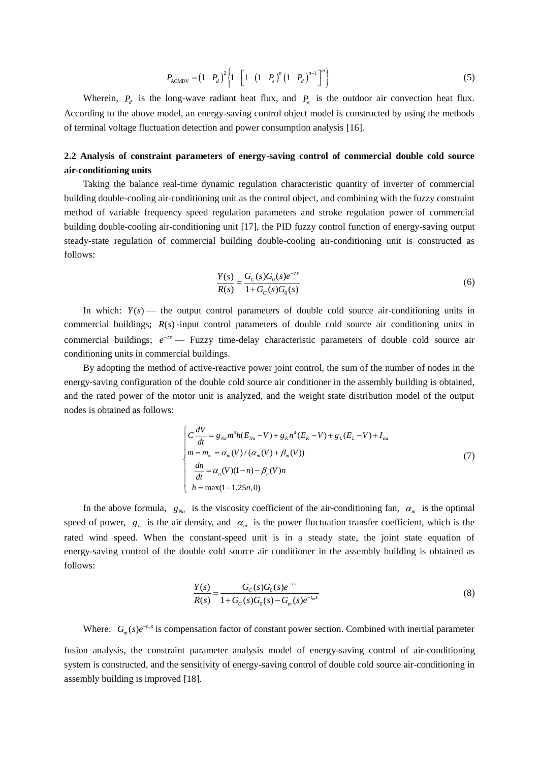$$P_{\text{AOMDV}} = (1-P_d)^2 \left\{ 1 - \left[ 1 - (1-P_e)^n (1-P_d)^{n-1} \right]^m \right\} \tag{5}$$

Wherein, $P_d$ is the long-wave radiant heat flux, and $P_e$ is the outdoor air convection heat flux. According to the above model, an energy-saving control object model is constructed by using the methods of terminal voltage fluctuation detection and power consumption analysis [16].

### 2.2 Analysis of constraint parameters of energy-saving control of commercial double cold source air-conditioning units

Taking the balance real-time dynamic regulation characteristic quantity of inverter of commercial building double-cooling air-conditioning unit as the control object, and combining with the fuzzy constraint method of variable frequency speed regulation parameters and stroke regulation power of commercial building double-cooling air-conditioning unit [17], the PID fuzzy control function of energy-saving output steady-state regulation of commercial building double-cooling air-conditioning unit is constructed as follows:

$$\frac{Y(s)}{R(s)} = \frac{G_C(s)G_0(s)e^{-\tau s}}{1+G_C(s)G_0(s)} \tag{6}$$

In which: $Y(s)$ — the output control parameters of double cold source air-conditioning units in commercial buildings; $R(s)$ -input control parameters of double cold source air conditioning units in commercial buildings; $e^{-\tau s}$ — Fuzzy time-delay characteristic parameters of double cold source air conditioning units in commercial buildings.

By adopting the method of active-reactive power joint control, the sum of the number of nodes in the energy-saving configuration of the double cold source air conditioner in the assembly building is obtained, and the rated power of the motor unit is analyzed, and the weight state distribution model of the output nodes is obtained as follows:

$$\begin{cases} C\dfrac{dV}{dt} = g_{Na}m^3h(E_{Na}-V) + g_K n^4(E_K - V) + g_L(E_L - V) + I_{ext} \\ m = m_\infty = \alpha_m(V)/(\alpha_m(V)+\beta_m(V)) \\ \dfrac{dn}{dt} = \alpha_n(V)(1-n) - \beta_n(V)n \\ h = \max(1-1.25n, 0) \end{cases} \tag{7}$$

In the above formula, $g_{Na}$ is the viscosity coefficient of the air-conditioning fan, $\alpha_m$ is the optimal speed of power, $g_L$ is the air density, and $\alpha_m$ is the power fluctuation transfer coefficient, which is the rated wind speed. When the constant-speed unit is in a steady state, the joint state equation of energy-saving control of the double cold source air conditioner in the assembly building is obtained as follows:

$$\frac{Y(s)}{R(s)} = \frac{G_C(s)G_0(s)e^{-\tau s}}{1+G_C(s)G_0(s) - G_m(s)e^{-t_m s}} \tag{8}$$

Where: $G_m(s)e^{-t_m s}$ is compensation factor of constant power section. Combined with inertial parameter fusion analysis, the constraint parameter analysis model of energy-saving control of air-conditioning system is constructed, and the sensitivity of energy-saving control of double cold source air-conditioning in assembly building is improved [18].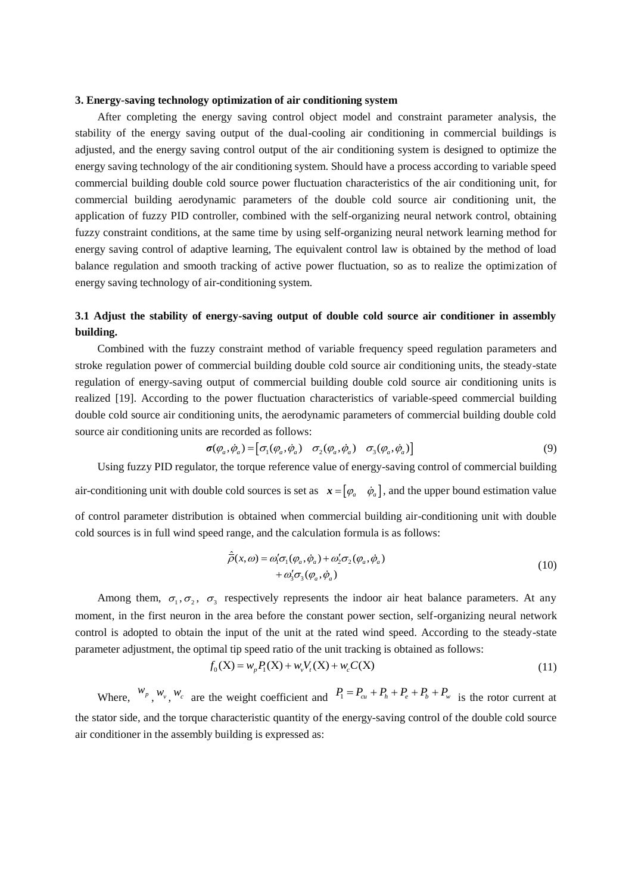### 3. Energy-saving technology optimization of air conditioning system

After completing the energy saving control object model and constraint parameter analysis, the stability of the energy saving output of the dual-cooling air conditioning in commercial buildings is adjusted, and the energy saving control output of the air conditioning system is designed to optimize the energy saving technology of the air conditioning system. Should have a process according to variable speed commercial building double cold source power fluctuation characteristics of the air conditioning unit, for commercial building aerodynamic parameters of the double cold source air conditioning unit, the application of fuzzy PID controller, combined with the self-organizing neural network control, obtaining fuzzy constraint conditions, at the same time by using self-organizing neural network learning method for energy saving control of adaptive learning, The equivalent control law is obtained by the method of load balance regulation and smooth tracking of active power fluctuation, so as to realize the optimization of energy saving technology of air-conditioning system.

### 3.1 Adjust the stability of energy-saving output of double cold source air conditioner in assembly building.

Combined with the fuzzy constraint method of variable frequency speed regulation parameters and stroke regulation power of commercial building double cold source air conditioning units, the steady-state regulation of energy-saving output of commercial building double cold source air conditioning units is realized [19]. According to the power fluctuation characteristics of variable-speed commercial building double cold source air conditioning units, the aerodynamic parameters of commercial building double cold source air conditioning units are recorded as follows:

$$\boldsymbol{\sigma}(\varphi_a, \dot{\varphi}_a) = \begin{bmatrix} \sigma_1(\varphi_a, \dot{\varphi}_a) & \sigma_2(\varphi_a, \dot{\varphi}_a) & \sigma_3(\varphi_a, \dot{\varphi}_a) \end{bmatrix} \tag{9}$$

Using fuzzy PID regulator, the torque reference value of energy-saving control of commercial building air-conditioning unit with double cold sources is set as $\boldsymbol{x} = \begin{bmatrix} \varphi_a & \dot{\varphi}_a \end{bmatrix}$, and the upper bound estimation value of control parameter distribution is obtained when commercial building air-conditioning unit with double cold sources is in full wind speed range, and the calculation formula is as follows:

$$\begin{aligned} \hat{\bar{\rho}}(x, \omega) = \omega_1' \sigma_1(\varphi_a, \dot{\varphi}_a) + \omega_2' \sigma_2(\varphi_a, \dot{\varphi}_a) \\ + \omega_3' \sigma_3(\varphi_a, \dot{\varphi}_a) \end{aligned} \tag{10}$$

Among them, $\sigma_1, \sigma_2$, $\sigma_3$ respectively represents the indoor air heat balance parameters. At any moment, in the first neuron in the area before the constant power section, self-organizing neural network control is adopted to obtain the input of the unit at the rated wind speed. According to the steady-state parameter adjustment, the optimal tip speed ratio of the unit tracking is obtained as follows:

$$f_0(\mathrm{X}) = w_p P_1(\mathrm{X}) + w_v V_t(\mathrm{X}) + w_c C(\mathrm{X}) \tag{11}$$

Where, $w_p$, $w_v$, $w_c$ are the weight coefficient and $P_1 = P_{cu} + P_h + P_e + P_b + P_w$ is the rotor current at the stator side, and the torque characteristic quantity of the energy-saving control of the double cold source air conditioner in the assembly building is expressed as: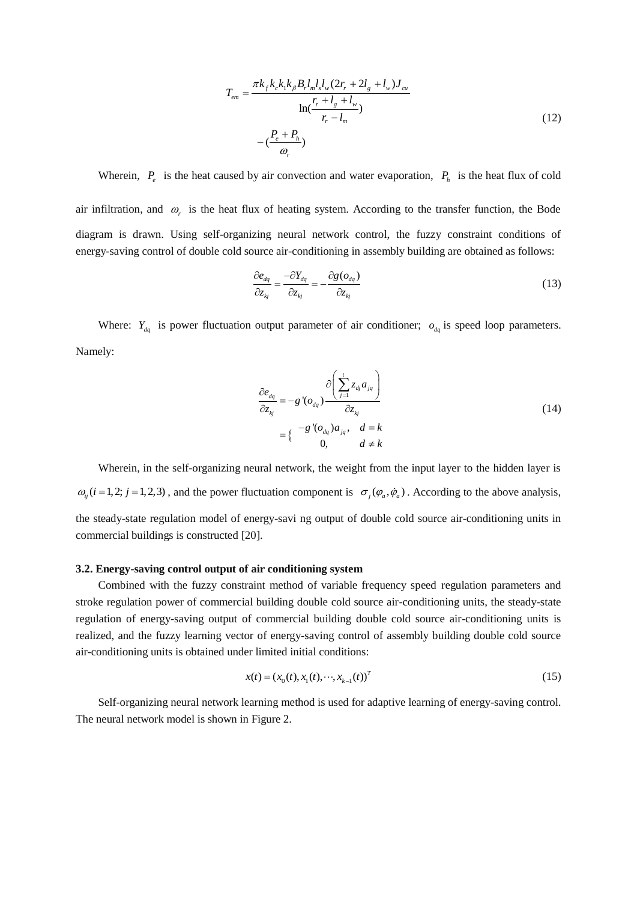$$T_{em}=\frac{\pi k_f k_c k_1 k_\beta B_r l_m l_s l_w (2r_r+2l_g+l_w)J_{cu}}{\ln(\dfrac{r_r+l_g+l_w}{r_r-l_m})} \\ -(\frac{P_e+P_h}{\omega_r}) \tag{12}$$

Wherein, $P_e$ is the heat caused by air convection and water evaporation, $P_h$ is the heat flux of cold air infiltration, and $\omega_r$ is the heat flux of heating system. According to the transfer function, the Bode diagram is drawn. Using self-organizing neural network control, the fuzzy constraint conditions of energy-saving control of double cold source air-conditioning in assembly building are obtained as follows:

$$\frac{\partial e_{dq}}{\partial z_{kj}}=\frac{-\partial Y_{dq}}{\partial z_{kj}}=-\frac{\partial g(o_{dq})}{\partial z_{kj}} \tag{13}$$

Where: $Y_{dq}$ is power fluctuation output parameter of air conditioner; $o_{dq}$ is speed loop parameters. Namely:

$$\begin{aligned}\frac{\partial e_{dq}}{\partial z_{kj}}&=-g'(o_{dq})\frac{\partial\left(\sum_{j=1}^{t} z_{dj}a_{jq}\right)}{\partial z_{kj}} \\ &=\begin{cases}-g'(o_{dq})a_{jq}, & d=k \\ 0, & d\neq k\end{cases}\end{aligned} \tag{14}$$

Wherein, in the self-organizing neural network, the weight from the input layer to the hidden layer is $\omega_{ij}(i=1,2;\ j=1,2,3)$, and the power fluctuation component is $\sigma_j(\varphi_a,\dot{\varphi}_a)$. According to the above analysis, the steady-state regulation model of energy-savi ng output of double cold source air-conditioning units in commercial buildings is constructed [20].

### 3.2. Energy-saving control output of air conditioning system

Combined with the fuzzy constraint method of variable frequency speed regulation parameters and stroke regulation power of commercial building double cold source air-conditioning units, the steady-state regulation of energy-saving output of commercial building double cold source air-conditioning units is realized, and the fuzzy learning vector of energy-saving control of assembly building double cold source air-conditioning units is obtained under limited initial conditions:

$$x(t)=(x_0(t),x_1(t),\cdots,x_{k-1}(t))^T \tag{15}$$

Self-organizing neural network learning method is used for adaptive learning of energy-saving control. The neural network model is shown in Figure 2.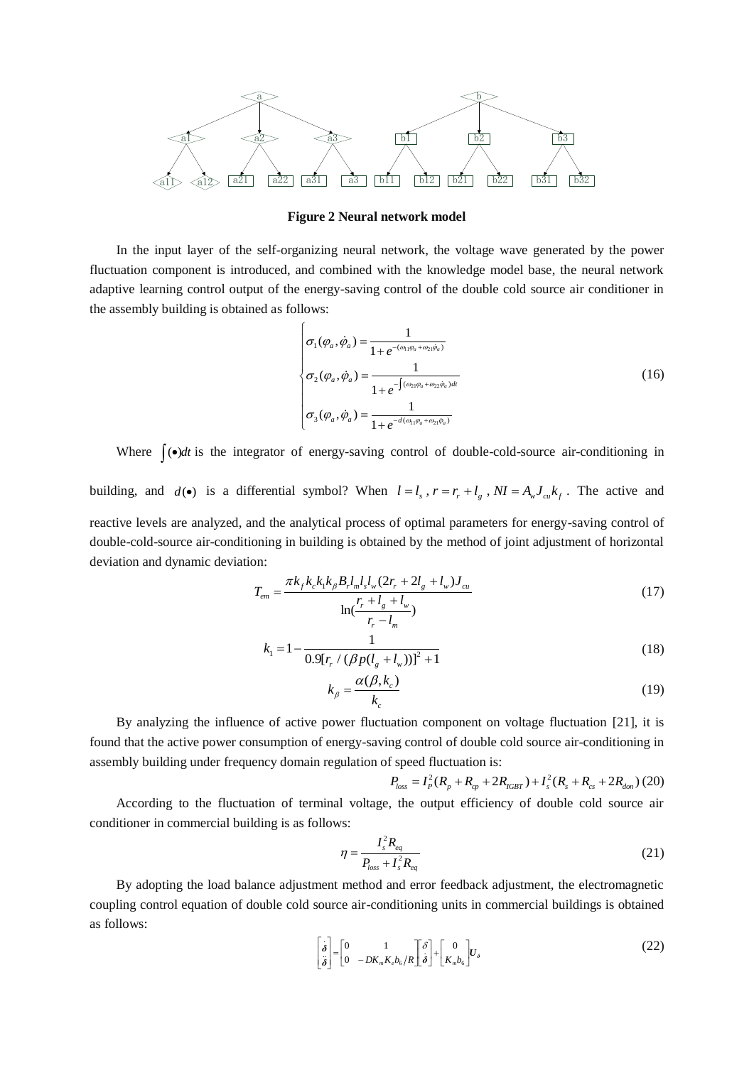**Figure 2 Neural network model**

In the input layer of the self-organizing neural network, the voltage wave generated by the power fluctuation component is introduced, and combined with the knowledge model base, the neural network adaptive learning control output of the energy-saving control of the double cold source air conditioner in the assembly building is obtained as follows:

$$
\begin{cases}
\sigma_1(\varphi_a,\dot{\varphi}_a)=\dfrac{1}{1+e^{-(\omega_{11}\varphi_a+\omega_{21}\dot{\varphi}_a)}} \\
\sigma_2(\varphi_a,\dot{\varphi}_a)=\dfrac{1}{1+e^{-\int(\omega_{21}\varphi_a+\omega_{22}\dot{\varphi}_a)dt}} \\
\sigma_3(\varphi_a,\dot{\varphi}_a)=\dfrac{1}{1+e^{-d(\omega_{11}\varphi_a+\omega_{21}\dot{\varphi}_a)}}
\end{cases}
\tag{16}
$$

Where $\int(\bullet)dt$ is the integrator of energy-saving control of double-cold-source air-conditioning in building, and $d(\bullet)$ is a differential symbol? When $l=l_s$, $r=r_r+l_g$, $NI=A_wJ_{cu}k_f$. The active and reactive levels are analyzed, and the analytical process of optimal parameters for energy-saving control of double-cold-source air-conditioning in building is obtained by the method of joint adjustment of horizontal deviation and dynamic deviation:

$$
T_{em}=\frac{\pi k_f k_c k_1 k_\beta B_r l_m l_s l_w (2r_r+2l_g+l_w)J_{cu}}{\ln(\dfrac{r_r+l_g+l_w}{r_r-l_m})} \tag{17}
$$

$$
k_1=1-\frac{1}{0.9[r_r/(\beta p(l_g+l_w))]^2+1} \tag{18}
$$

$$
k_\beta=\frac{\alpha(\beta,k_c)}{k_c} \tag{19}
$$

By analyzing the influence of active power fluctuation component on voltage fluctuation [21], it is found that the active power consumption of energy-saving control of double cold source air-conditioning in assembly building under frequency domain regulation of speed fluctuation is:

$$
P_{loss}=I_P^2(R_p+R_{cp}+2R_{IGBT})+I_s^2(R_s+R_{cs}+2R_{don}) \tag{20}
$$

According to the fluctuation of terminal voltage, the output efficiency of double cold source air conditioner in commercial building is as follows:

$$
\eta=\frac{I_s^2R_{eq}}{P_{loss}+I_s^2R_{eq}} \tag{21}
$$

By adopting the load balance adjustment method and error feedback adjustment, the electromagnetic coupling control equation of double cold source air-conditioning units in commercial buildings is obtained as follows:

$$
\begin{bmatrix}\dot{\delta} \\ \ddot{\delta}\end{bmatrix}=\begin{bmatrix}0 & 1 \\ 0 & -DK_mK_eb_6/R\end{bmatrix}\begin{bmatrix}\delta \\ \dot{\delta}\end{bmatrix}+\begin{bmatrix}0 \\ K_mb_6\end{bmatrix}U_\delta \tag{22}
$$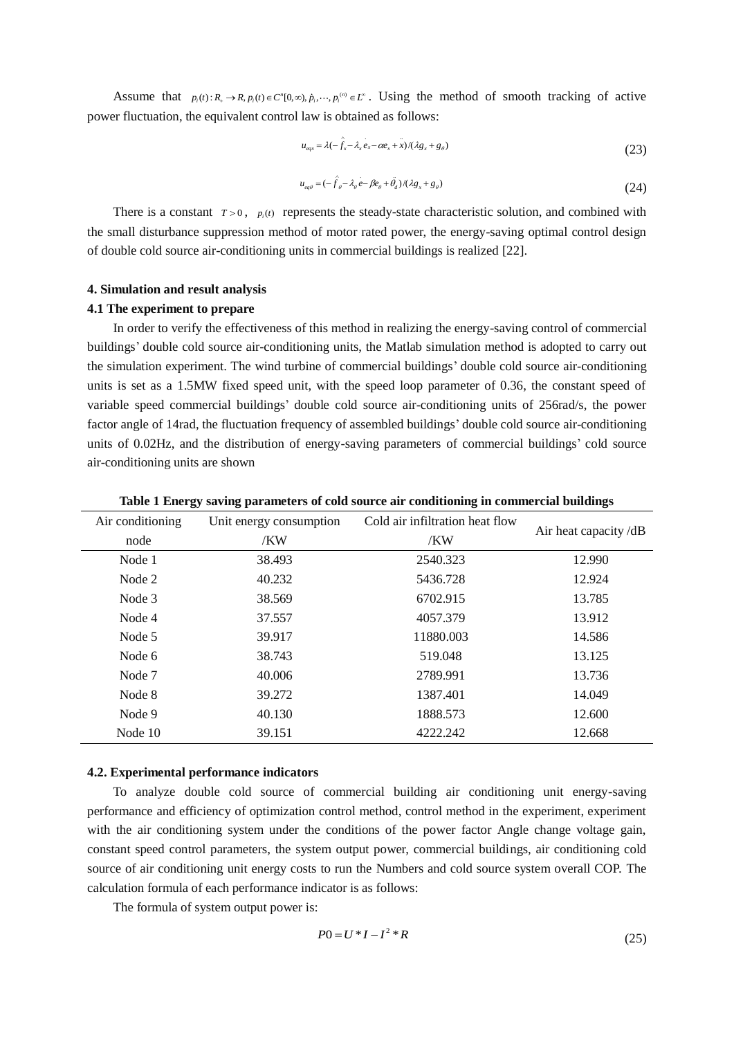Assume that $p_i(t): R_+ \to R, p_i(t) \in C^n[0,\infty), \dot{p}_1, \cdots, p_i^{(n)} \in L^\infty$. Using the method of smooth tracking of active power fluctuation, the equivalent control law is obtained as follows:

$$u_{eqx} = \lambda(-\hat{f}_x - \lambda_x \dot{e}_x - \alpha e_x + \ddot{x})/(\lambda g_x + g_\theta) \tag{23}$$

$$u_{eq\theta} = (-\hat{f}_\theta - \lambda_\theta \dot{e} - \beta e_\theta + \ddot{\theta}_d)/(\lambda g_x + g_\theta) \tag{24}$$

There is a constant $T > 0$, $p_i(t)$ represents the steady-state characteristic solution, and combined with the small disturbance suppression method of motor rated power, the energy-saving optimal control design of double cold source air-conditioning units in commercial buildings is realized [22].

### 4. Simulation and result analysis

### 4.1 The experiment to prepare

In order to verify the effectiveness of this method in realizing the energy-saving control of commercial buildings' double cold source air-conditioning units, the Matlab simulation method is adopted to carry out the simulation experiment. The wind turbine of commercial buildings' double cold source air-conditioning units is set as a 1.5MW fixed speed unit, with the speed loop parameter of 0.36, the constant speed of variable speed commercial buildings' double cold source air-conditioning units of 256rad/s, the power factor angle of 14rad, the fluctuation frequency of assembled buildings' double cold source air-conditioning units of 0.02Hz, and the distribution of energy-saving parameters of commercial buildings' cold source air-conditioning units are shown

**Table 1 Energy saving parameters of cold source air conditioning in commercial buildings**

| Air conditioning node | Unit energy consumption /KW | Cold air infiltration heat flow /KW | Air heat capacity /dB |
|---|---|---|---|
| Node 1 | 38.493 | 2540.323 | 12.990 |
| Node 2 | 40.232 | 5436.728 | 12.924 |
| Node 3 | 38.569 | 6702.915 | 13.785 |
| Node 4 | 37.557 | 4057.379 | 13.912 |
| Node 5 | 39.917 | 11880.003 | 14.586 |
| Node 6 | 38.743 | 519.048 | 13.125 |
| Node 7 | 40.006 | 2789.991 | 13.736 |
| Node 8 | 39.272 | 1387.401 | 14.049 |
| Node 9 | 40.130 | 1888.573 | 12.600 |
| Node 10 | 39.151 | 4222.242 | 12.668 |

### 4.2. Experimental performance indicators

To analyze double cold source of commercial building air conditioning unit energy-saving performance and efficiency of optimization control method, control method in the experiment, experiment with the air conditioning system under the conditions of the power factor Angle change voltage gain, constant speed control parameters, the system output power, commercial buildings, air conditioning cold source of air conditioning unit energy costs to run the Numbers and cold source system overall COP. The calculation formula of each performance indicator is as follows:

The formula of system output power is:

$$P0 = U * I - I^2 * R \tag{25}$$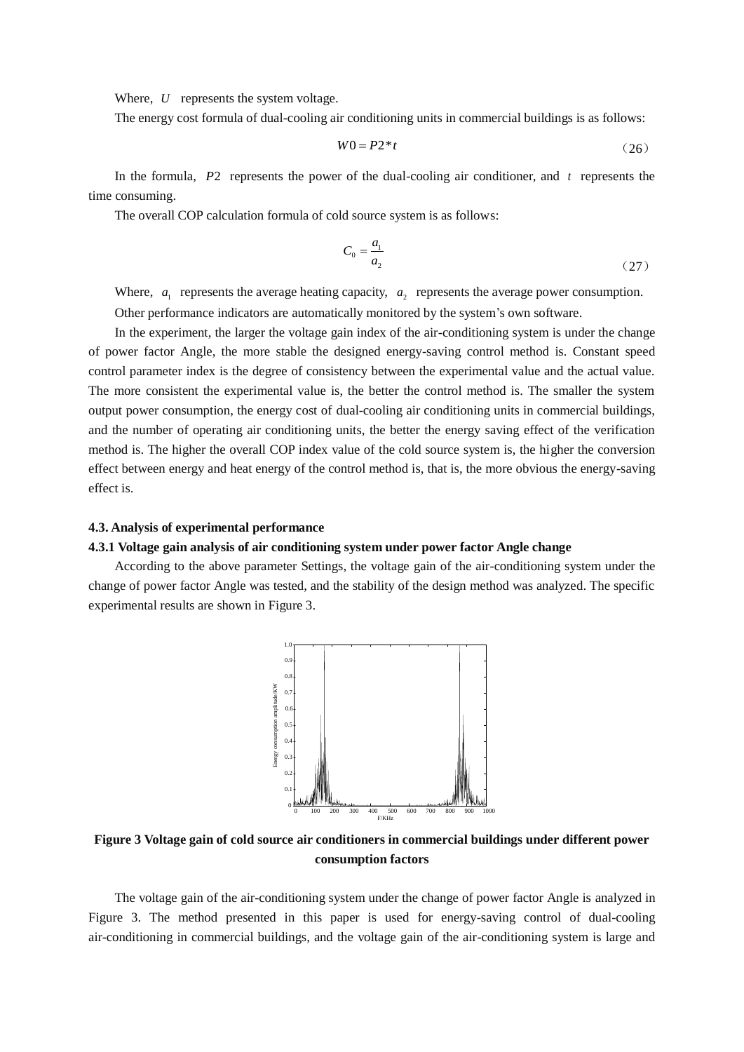Where, $U$ represents the system voltage.

The energy cost formula of dual-cooling air conditioning units in commercial buildings is as follows:

$$W0 = P2 * t \tag{26}$$

In the formula, $P2$ represents the power of the dual-cooling air conditioner, and $t$ represents the time consuming.

The overall COP calculation formula of cold source system is as follows:

$$C_0 = \frac{a_1}{a_2} \tag{27}$$

Where, $a_1$ represents the average heating capacity, $a_2$ represents the average power consumption.

Other performance indicators are automatically monitored by the system's own software.

In the experiment, the larger the voltage gain index of the air-conditioning system is under the change of power factor Angle, the more stable the designed energy-saving control method is. Constant speed control parameter index is the degree of consistency between the experimental value and the actual value. The more consistent the experimental value is, the better the control method is. The smaller the system output power consumption, the energy cost of dual-cooling air conditioning units in commercial buildings, and the number of operating air conditioning units, the better the energy saving effect of the verification method is. The higher the overall COP index value of the cold source system is, the higher the conversion effect between energy and heat energy of the control method is, that is, the more obvious the energy-saving effect is.

### 4.3. Analysis of experimental performance

#### 4.3.1 Voltage gain analysis of air conditioning system under power factor Angle change

According to the above parameter Settings, the voltage gain of the air-conditioning system under the change of power factor Angle was tested, and the stability of the design method was analyzed. The specific experimental results are shown in Figure 3.

**Figure 3 Voltage gain of cold source air conditioners in commercial buildings under different power consumption factors**

The voltage gain of the air-conditioning system under the change of power factor Angle is analyzed in Figure 3. The method presented in this paper is used for energy-saving control of dual-cooling air-conditioning in commercial buildings, and the voltage gain of the air-conditioning system is large and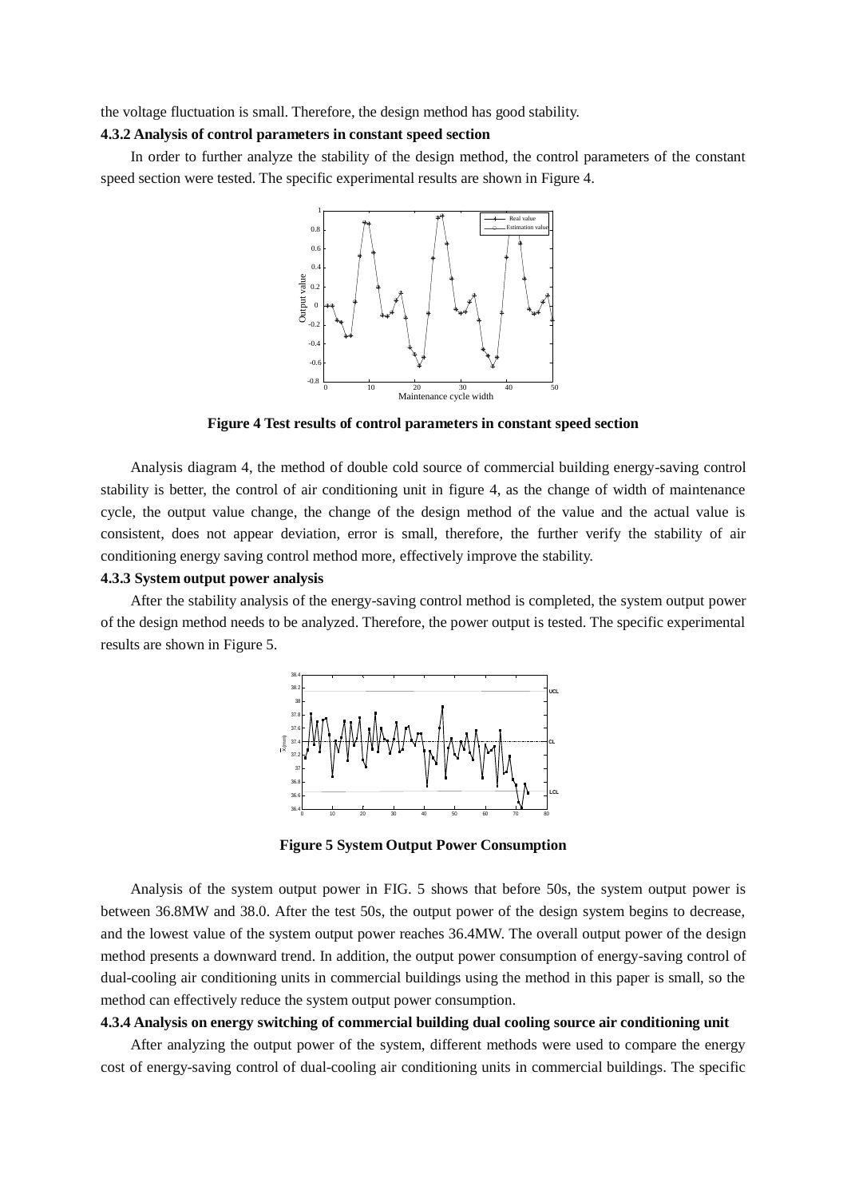the voltage fluctuation is small. Therefore, the design method has good stability.

### 4.3.2 Analysis of control parameters in constant speed section

In order to further analyze the stability of the design method, the control parameters of the constant speed section were tested. The specific experimental results are shown in Figure 4.

**Figure 4 Test results of control parameters in constant speed section**

Analysis diagram 4, the method of double cold source of commercial building energy-saving control stability is better, the control of air conditioning unit in figure 4, as the change of width of maintenance cycle, the output value change, the change of the design method of the value and the actual value is consistent, does not appear deviation, error is small, therefore, the further verify the stability of air conditioning energy saving control method more, effectively improve the stability.

### 4.3.3 System output power analysis

After the stability analysis of the energy-saving control method is completed, the system output power of the design method needs to be analyzed. Therefore, the power output is tested. The specific experimental results are shown in Figure 5.

**Figure 5 System Output Power Consumption**

Analysis of the system output power in FIG. 5 shows that before 50s, the system output power is between 36.8MW and 38.0. After the test 50s, the output power of the design system begins to decrease, and the lowest value of the system output power reaches 36.4MW. The overall output power of the design method presents a downward trend. In addition, the output power consumption of energy-saving control of dual-cooling air conditioning units in commercial buildings using the method in this paper is small, so the method can effectively reduce the system output power consumption.

### 4.3.4 Analysis on energy switching of commercial building dual cooling source air conditioning unit

After analyzing the output power of the system, different methods were used to compare the energy cost of energy-saving control of dual-cooling air conditioning units in commercial buildings. The specific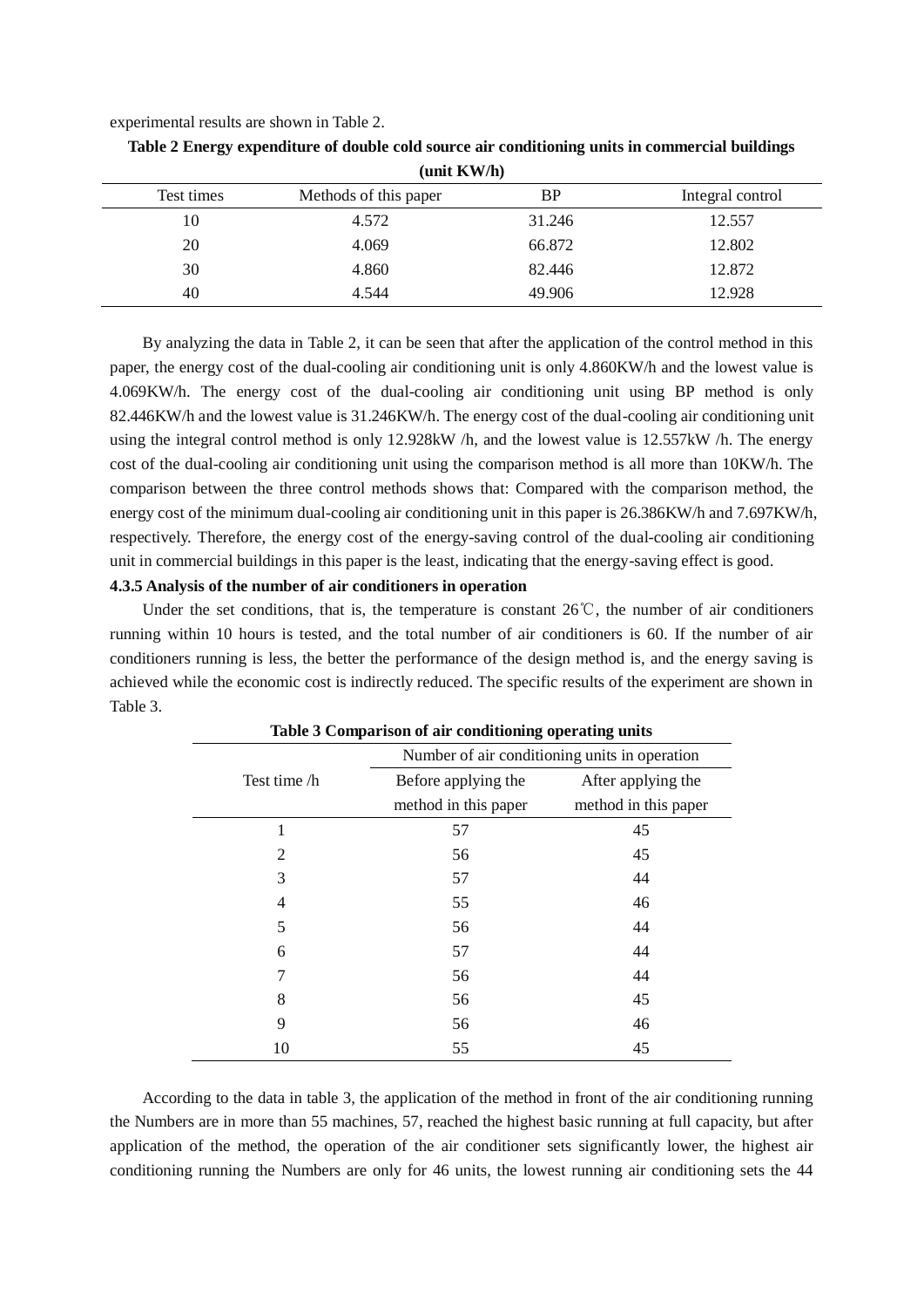experimental results are shown in Table 2.

**Table 2 Energy expenditure of double cold source air conditioning units in commercial buildings (unit KW/h)**

| Test times | Methods of this paper | BP | Integral control |
|---|---|---|---|
| 10 | 4.572 | 31.246 | 12.557 |
| 20 | 4.069 | 66.872 | 12.802 |
| 30 | 4.860 | 82.446 | 12.872 |
| 40 | 4.544 | 49.906 | 12.928 |

By analyzing the data in Table 2, it can be seen that after the application of the control method in this paper, the energy cost of the dual-cooling air conditioning unit is only 4.860KW/h and the lowest value is 4.069KW/h. The energy cost of the dual-cooling air conditioning unit using BP method is only 82.446KW/h and the lowest value is 31.246KW/h. The energy cost of the dual-cooling air conditioning unit using the integral control method is only 12.928kW /h, and the lowest value is 12.557kW /h. The energy cost of the dual-cooling air conditioning unit using the comparison method is all more than 10KW/h. The comparison between the three control methods shows that: Compared with the comparison method, the energy cost of the minimum dual-cooling air conditioning unit in this paper is 26.386KW/h and 7.697KW/h, respectively. Therefore, the energy cost of the energy-saving control of the dual-cooling air conditioning unit in commercial buildings in this paper is the least, indicating that the energy-saving effect is good.

**4.3.5 Analysis of the number of air conditioners in operation**

Under the set conditions, that is, the temperature is constant 26℃, the number of air conditioners running within 10 hours is tested, and the total number of air conditioners is 60. If the number of air conditioners running is less, the better the performance of the design method is, and the energy saving is achieved while the economic cost is indirectly reduced. The specific results of the experiment are shown in Table 3.

**Table 3 Comparison of air conditioning operating units**

| Test time /h | Number of air conditioning units in operation | |
|---|---|---|
| | Before applying the method in this paper | After applying the method in this paper |
| 1 | 57 | 45 |
| 2 | 56 | 45 |
| 3 | 57 | 44 |
| 4 | 55 | 46 |
| 5 | 56 | 44 |
| 6 | 57 | 44 |
| 7 | 56 | 44 |
| 8 | 56 | 45 |
| 9 | 56 | 46 |
| 10 | 55 | 45 |

According to the data in table 3, the application of the method in front of the air conditioning running the Numbers are in more than 55 machines, 57, reached the highest basic running at full capacity, but after application of the method, the operation of the air conditioner sets significantly lower, the highest air conditioning running the Numbers are only for 46 units, the lowest running air conditioning sets the 44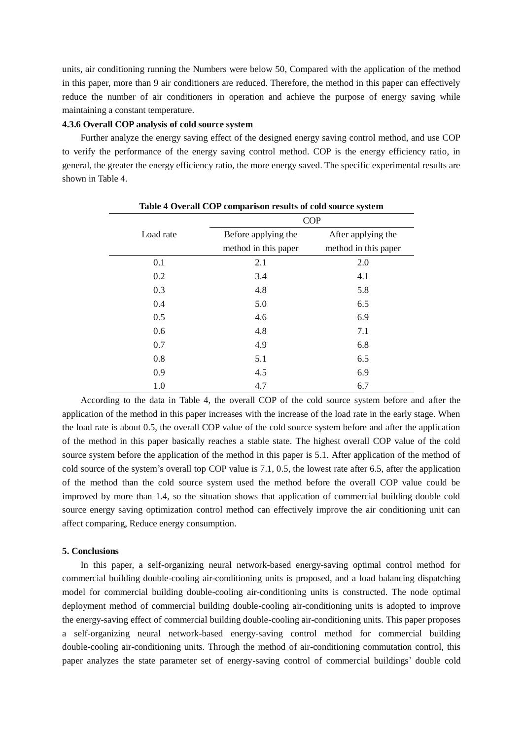units, air conditioning running the Numbers were below 50, Compared with the application of the method in this paper, more than 9 air conditioners are reduced. Therefore, the method in this paper can effectively reduce the number of air conditioners in operation and achieve the purpose of energy saving while maintaining a constant temperature.

#### 4.3.6 Overall COP analysis of cold source system

Further analyze the energy saving effect of the designed energy saving control method, and use COP to verify the performance of the energy saving control method. COP is the energy efficiency ratio, in general, the greater the energy efficiency ratio, the more energy saved. The specific experimental results are shown in Table 4.

**Table 4 Overall COP comparison results of cold source system**

| Load rate | COP | |
|---|---|---|
| | Before applying the method in this paper | After applying the method in this paper |
| 0.1 | 2.1 | 2.0 |
| 0.2 | 3.4 | 4.1 |
| 0.3 | 4.8 | 5.8 |
| 0.4 | 5.0 | 6.5 |
| 0.5 | 4.6 | 6.9 |
| 0.6 | 4.8 | 7.1 |
| 0.7 | 4.9 | 6.8 |
| 0.8 | 5.1 | 6.5 |
| 0.9 | 4.5 | 6.9 |
| 1.0 | 4.7 | 6.7 |

According to the data in Table 4, the overall COP of the cold source system before and after the application of the method in this paper increases with the increase of the load rate in the early stage. When the load rate is about 0.5, the overall COP value of the cold source system before and after the application of the method in this paper basically reaches a stable state. The highest overall COP value of the cold source system before the application of the method in this paper is 5.1. After application of the method of cold source of the system's overall top COP value is 7.1, 0.5, the lowest rate after 6.5, after the application of the method than the cold source system used the method before the overall COP value could be improved by more than 1.4, so the situation shows that application of commercial building double cold source energy saving optimization control method can effectively improve the air conditioning unit can affect comparing, Reduce energy consumption.

## 5. Conclusions

In this paper, a self-organizing neural network-based energy-saving optimal control method for commercial building double-cooling air-conditioning units is proposed, and a load balancing dispatching model for commercial building double-cooling air-conditioning units is constructed. The node optimal deployment method of commercial building double-cooling air-conditioning units is adopted to improve the energy-saving effect of commercial building double-cooling air-conditioning units. This paper proposes a self-organizing neural network-based energy-saving control method for commercial building double-cooling air-conditioning units. Through the method of air-conditioning commutation control, this paper analyzes the state parameter set of energy-saving control of commercial buildings' double cold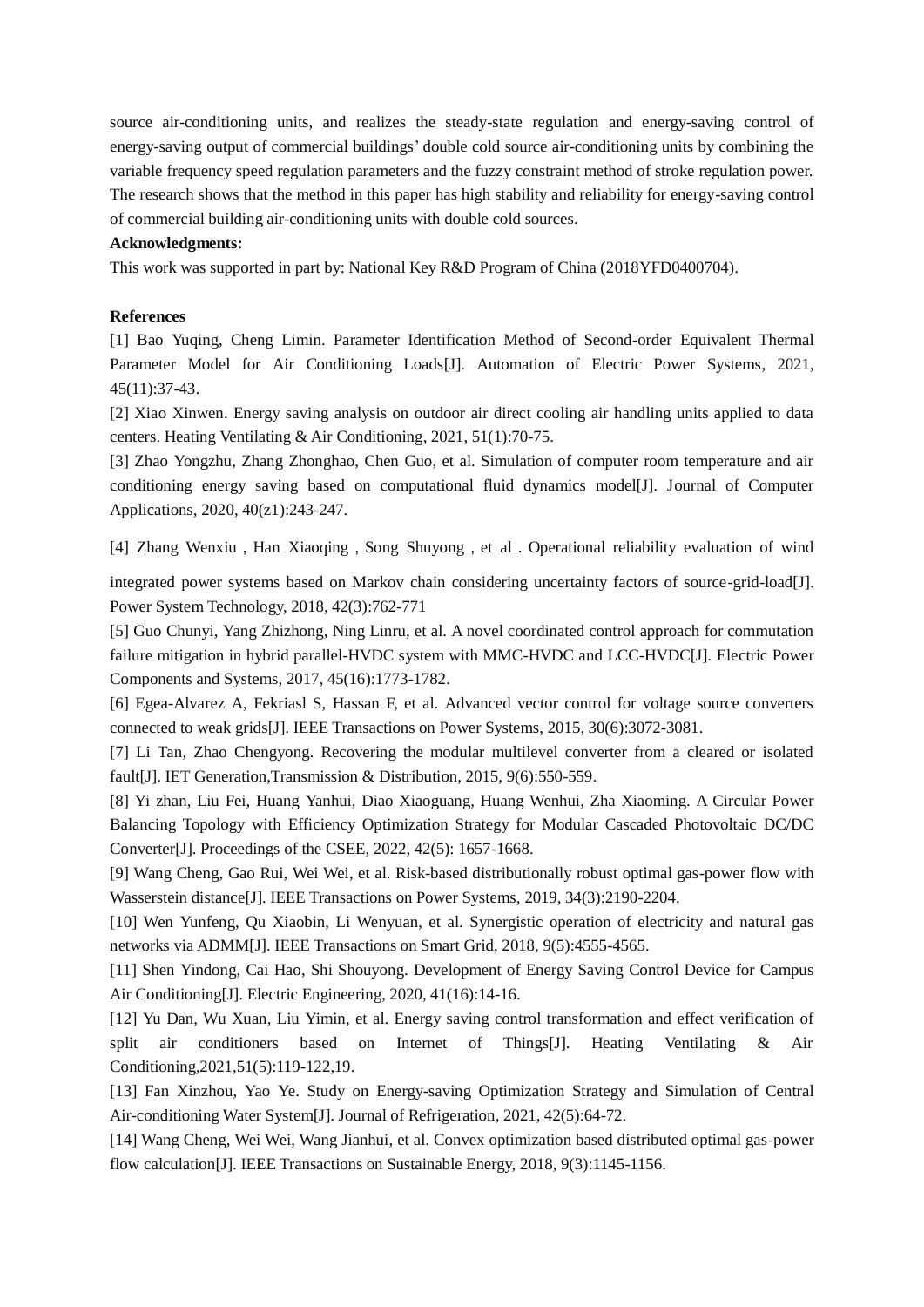source air-conditioning units, and realizes the steady-state regulation and energy-saving control of energy-saving output of commercial buildings' double cold source air-conditioning units by combining the variable frequency speed regulation parameters and the fuzzy constraint method of stroke regulation power. The research shows that the method in this paper has high stability and reliability for energy-saving control of commercial building air-conditioning units with double cold sources.

**Acknowledgments:**

This work was supported in part by: National Key R&D Program of China (2018YFD0400704).

**References**

[1] Bao Yuqing, Cheng Limin. Parameter Identification Method of Second-order Equivalent Thermal Parameter Model for Air Conditioning Loads[J]. Automation of Electric Power Systems, 2021, 45(11):37-43.

[2] Xiao Xinwen. Energy saving analysis on outdoor air direct cooling air handling units applied to data centers. Heating Ventilating & Air Conditioning, 2021, 51(1):70-75.

[3] Zhao Yongzhu, Zhang Zhonghao, Chen Guo, et al. Simulation of computer room temperature and air conditioning energy saving based on computational fluid dynamics model[J]. Journal of Computer Applications, 2020, 40(z1):243-247.

[4] Zhang Wenxiu , Han Xiaoqing , Song Shuyong , et al . Operational reliability evaluation of wind integrated power systems based on Markov chain considering uncertainty factors of source-grid-load[J]. Power System Technology, 2018, 42(3):762-771

[5] Guo Chunyi, Yang Zhizhong, Ning Linru, et al. A novel coordinated control approach for commutation failure mitigation in hybrid parallel-HVDC system with MMC-HVDC and LCC-HVDC[J]. Electric Power Components and Systems, 2017, 45(16):1773-1782.

[6] Egea-Alvarez A, Fekriasl S, Hassan F, et al. Advanced vector control for voltage source converters connected to weak grids[J]. IEEE Transactions on Power Systems, 2015, 30(6):3072-3081.

[7] Li Tan, Zhao Chengyong. Recovering the modular multilevel converter from a cleared or isolated fault[J]. IET Generation,Transmission & Distribution, 2015, 9(6):550-559.

[8] Yi zhan, Liu Fei, Huang Yanhui, Diao Xiaoguang, Huang Wenhui, Zha Xiaoming. A Circular Power Balancing Topology with Efficiency Optimization Strategy for Modular Cascaded Photovoltaic DC/DC Converter[J]. Proceedings of the CSEE, 2022, 42(5): 1657-1668.

[9] Wang Cheng, Gao Rui, Wei Wei, et al. Risk-based distributionally robust optimal gas-power flow with Wasserstein distance[J]. IEEE Transactions on Power Systems, 2019, 34(3):2190-2204.

[10] Wen Yunfeng, Qu Xiaobin, Li Wenyuan, et al. Synergistic operation of electricity and natural gas networks via ADMM[J]. IEEE Transactions on Smart Grid, 2018, 9(5):4555-4565.

[11] Shen Yindong, Cai Hao, Shi Shouyong. Development of Energy Saving Control Device for Campus Air Conditioning[J]. Electric Engineering, 2020, 41(16):14-16.

[12] Yu Dan, Wu Xuan, Liu Yimin, et al. Energy saving control transformation and effect verification of split air conditioners based on Internet of Things[J]. Heating Ventilating & Air Conditioning,2021,51(5):119-122,19.

[13] Fan Xinzhou, Yao Ye. Study on Energy-saving Optimization Strategy and Simulation of Central Air-conditioning Water System[J]. Journal of Refrigeration, 2021, 42(5):64-72.

[14] Wang Cheng, Wei Wei, Wang Jianhui, et al. Convex optimization based distributed optimal gas-power flow calculation[J]. IEEE Transactions on Sustainable Energy, 2018, 9(3):1145-1156.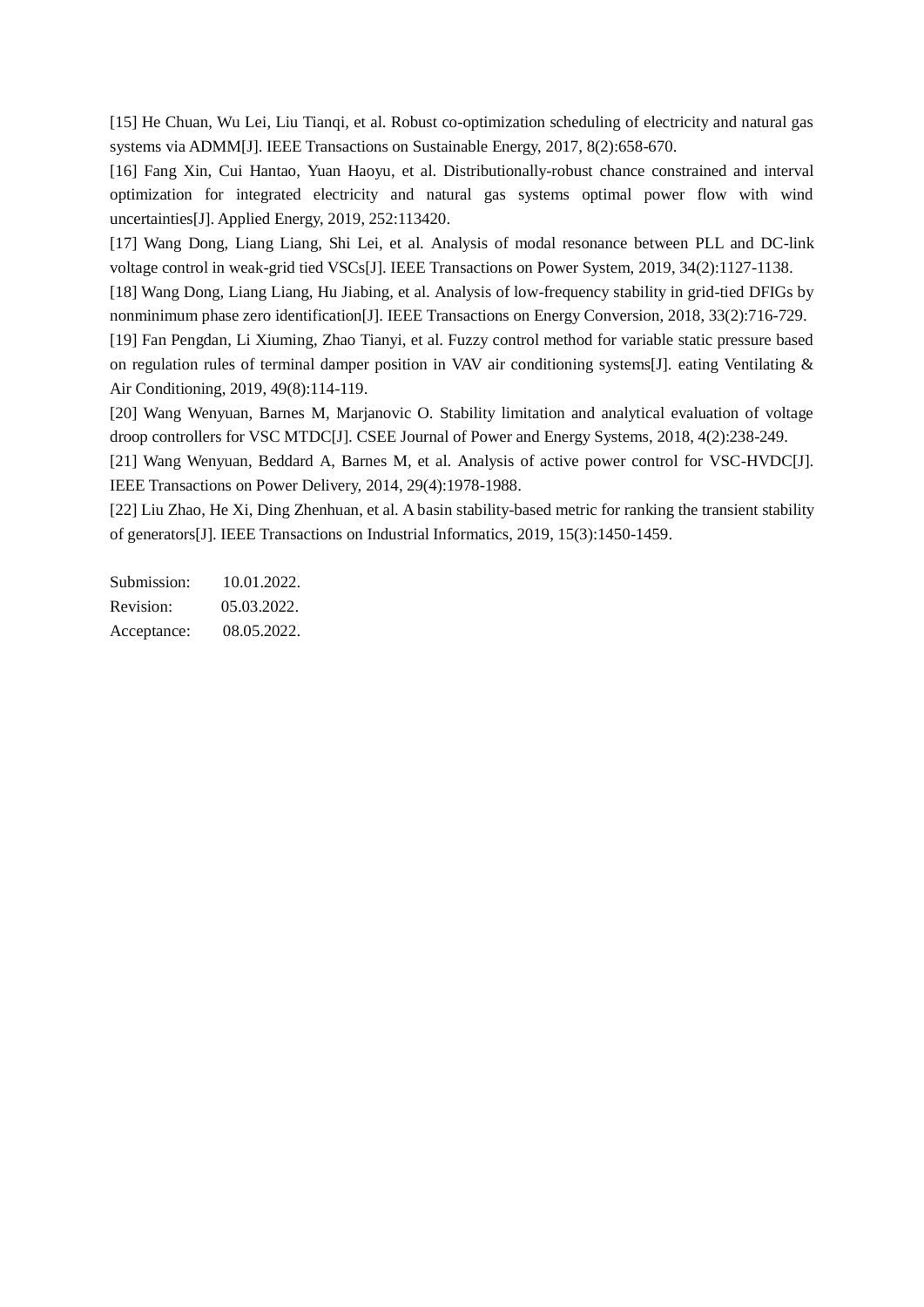[15] He Chuan, Wu Lei, Liu Tianqi, et al. Robust co-optimization scheduling of electricity and natural gas systems via ADMM[J]. IEEE Transactions on Sustainable Energy, 2017, 8(2):658-670.

[16] Fang Xin, Cui Hantao, Yuan Haoyu, et al. Distributionally-robust chance constrained and interval optimization for integrated electricity and natural gas systems optimal power flow with wind uncertainties[J]. Applied Energy, 2019, 252:113420.

[17] Wang Dong, Liang Liang, Shi Lei, et al. Analysis of modal resonance between PLL and DC-link voltage control in weak-grid tied VSCs[J]. IEEE Transactions on Power System, 2019, 34(2):1127-1138.

[18] Wang Dong, Liang Liang, Hu Jiabing, et al. Analysis of low-frequency stability in grid-tied DFIGs by nonminimum phase zero identification[J]. IEEE Transactions on Energy Conversion, 2018, 33(2):716-729.

[19] Fan Pengdan, Li Xiuming, Zhao Tianyi, et al. Fuzzy control method for variable static pressure based on regulation rules of terminal damper position in VAV air conditioning systems[J]. eating Ventilating & Air Conditioning, 2019, 49(8):114-119.

[20] Wang Wenyuan, Barnes M, Marjanovic O. Stability limitation and analytical evaluation of voltage droop controllers for VSC MTDC[J]. CSEE Journal of Power and Energy Systems, 2018, 4(2):238-249.

[21] Wang Wenyuan, Beddard A, Barnes M, et al. Analysis of active power control for VSC-HVDC[J]. IEEE Transactions on Power Delivery, 2014, 29(4):1978-1988.

[22] Liu Zhao, He Xi, Ding Zhenhuan, et al. A basin stability-based metric for ranking the transient stability of generators[J]. IEEE Transactions on Industrial Informatics, 2019, 15(3):1450-1459.

Submission: 10.01.2022.
Revision: 05.03.2022.
Acceptance: 08.05.2022.